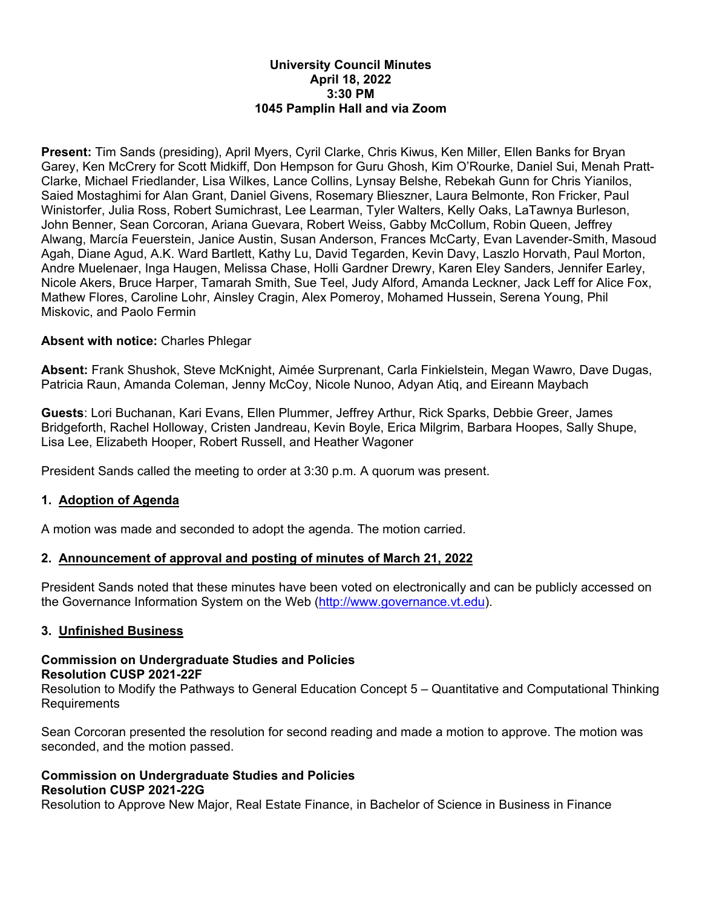**University Council Minutes**
**April 18, 2022**
**3:30 PM**
**1045 Pamplin Hall and via Zoom**

**Present:** Tim Sands (presiding), April Myers, Cyril Clarke, Chris Kiwus, Ken Miller, Ellen Banks for Bryan Garey, Ken McCrery for Scott Midkiff, Don Hempson for Guru Ghosh, Kim O'Rourke, Daniel Sui, Menah Pratt-Clarke, Michael Friedlander, Lisa Wilkes, Lance Collins, Lynsay Belshe, Rebekah Gunn for Chris Yianilos, Saied Mostaghimi for Alan Grant, Daniel Givens, Rosemary Blieszner, Laura Belmonte, Ron Fricker, Paul Winistorfer, Julia Ross, Robert Sumichrast, Lee Learman, Tyler Walters, Kelly Oaks, LaTawnya Burleson, John Benner, Sean Corcoran, Ariana Guevara, Robert Weiss, Gabby McCollum, Robin Queen, Jeffrey Alwang, Marcía Feuerstein, Janice Austin, Susan Anderson, Frances McCarty, Evan Lavender-Smith, Masoud Agah, Diane Agud, A.K. Ward Bartlett, Kathy Lu, David Tegarden, Kevin Davy, Laszlo Horvath, Paul Morton, Andre Muelenaer, Inga Haugen, Melissa Chase, Holli Gardner Drewry, Karen Eley Sanders, Jennifer Earley, Nicole Akers, Bruce Harper, Tamarah Smith, Sue Teel, Judy Alford, Amanda Leckner, Jack Leff for Alice Fox, Mathew Flores, Caroline Lohr, Ainsley Cragin, Alex Pomeroy, Mohamed Hussein, Serena Young, Phil Miskovic, and Paolo Fermin

**Absent with notice:** Charles Phlegar

**Absent:** Frank Shushok, Steve McKnight, Aimée Surprenant, Carla Finkielstein, Megan Wawro, Dave Dugas, Patricia Raun, Amanda Coleman, Jenny McCoy, Nicole Nunoo, Adyan Atiq, and Eireann Maybach

**Guests**: Lori Buchanan, Kari Evans, Ellen Plummer, Jeffrey Arthur, Rick Sparks, Debbie Greer, James Bridgeforth, Rachel Holloway, Cristen Jandreau, Kevin Boyle, Erica Milgrim, Barbara Hoopes, Sally Shupe, Lisa Lee, Elizabeth Hooper, Robert Russell, and Heather Wagoner

President Sands called the meeting to order at 3:30 p.m. A quorum was present.

## 1. Adoption of Agenda

A motion was made and seconded to adopt the agenda. The motion carried.

## 2. Announcement of approval and posting of minutes of March 21, 2022

President Sands noted that these minutes have been voted on electronically and can be publicly accessed on the Governance Information System on the Web (http://www.governance.vt.edu).

## 3. Unfinished Business

**Commission on Undergraduate Studies and Policies**
**Resolution CUSP 2021-22F**
Resolution to Modify the Pathways to General Education Concept 5 – Quantitative and Computational Thinking Requirements

Sean Corcoran presented the resolution for second reading and made a motion to approve. The motion was seconded, and the motion passed.

**Commission on Undergraduate Studies and Policies**
**Resolution CUSP 2021-22G**
Resolution to Approve New Major, Real Estate Finance, in Bachelor of Science in Business in Finance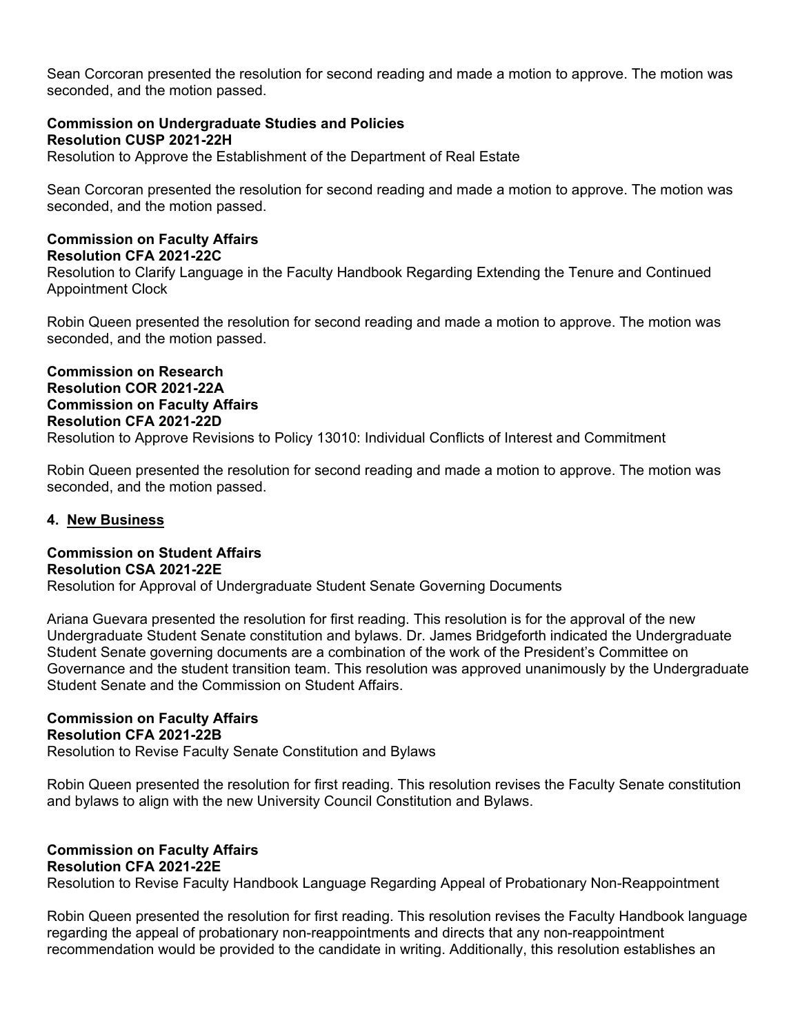Sean Corcoran presented the resolution for second reading and made a motion to approve. The motion was seconded, and the motion passed.

**Commission on Undergraduate Studies and Policies**
**Resolution CUSP 2021-22H**
Resolution to Approve the Establishment of the Department of Real Estate

Sean Corcoran presented the resolution for second reading and made a motion to approve. The motion was seconded, and the motion passed.

**Commission on Faculty Affairs**
**Resolution CFA 2021-22C**
Resolution to Clarify Language in the Faculty Handbook Regarding Extending the Tenure and Continued Appointment Clock

Robin Queen presented the resolution for second reading and made a motion to approve. The motion was seconded, and the motion passed.

**Commission on Research**
**Resolution COR 2021-22A**
**Commission on Faculty Affairs**
**Resolution CFA 2021-22D**
Resolution to Approve Revisions to Policy 13010: Individual Conflicts of Interest and Commitment

Robin Queen presented the resolution for second reading and made a motion to approve. The motion was seconded, and the motion passed.

## 4. New Business

**Commission on Student Affairs**
**Resolution CSA 2021-22E**
Resolution for Approval of Undergraduate Student Senate Governing Documents

Ariana Guevara presented the resolution for first reading. This resolution is for the approval of the new Undergraduate Student Senate constitution and bylaws. Dr. James Bridgeforth indicated the Undergraduate Student Senate governing documents are a combination of the work of the President's Committee on Governance and the student transition team. This resolution was approved unanimously by the Undergraduate Student Senate and the Commission on Student Affairs.

**Commission on Faculty Affairs**
**Resolution CFA 2021-22B**
Resolution to Revise Faculty Senate Constitution and Bylaws

Robin Queen presented the resolution for first reading. This resolution revises the Faculty Senate constitution and bylaws to align with the new University Council Constitution and Bylaws.

**Commission on Faculty Affairs**
**Resolution CFA 2021-22E**
Resolution to Revise Faculty Handbook Language Regarding Appeal of Probationary Non-Reappointment

Robin Queen presented the resolution for first reading. This resolution revises the Faculty Handbook language regarding the appeal of probationary non-reappointments and directs that any non-reappointment recommendation would be provided to the candidate in writing. Additionally, this resolution establishes an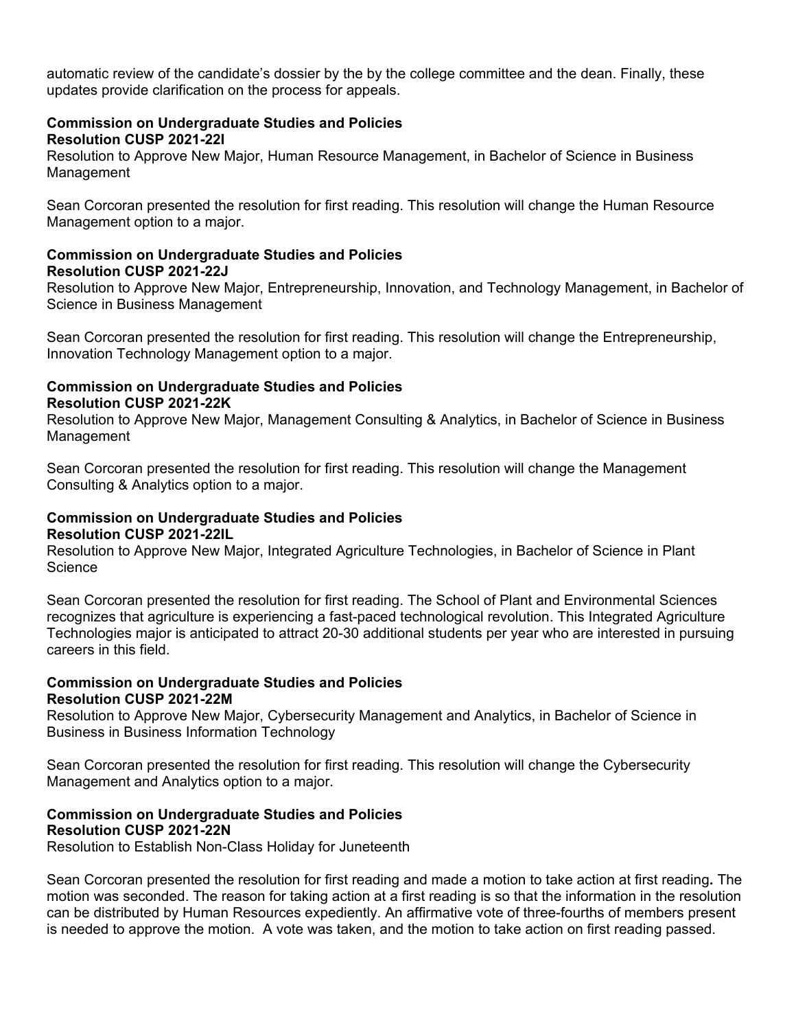automatic review of the candidate's dossier by the by the college committee and the dean. Finally, these updates provide clarification on the process for appeals.

**Commission on Undergraduate Studies and Policies**
**Resolution CUSP 2021-22I**
Resolution to Approve New Major, Human Resource Management, in Bachelor of Science in Business Management

Sean Corcoran presented the resolution for first reading. This resolution will change the Human Resource Management option to a major.

**Commission on Undergraduate Studies and Policies**
**Resolution CUSP 2021-22J**
Resolution to Approve New Major, Entrepreneurship, Innovation, and Technology Management, in Bachelor of Science in Business Management

Sean Corcoran presented the resolution for first reading. This resolution will change the Entrepreneurship, Innovation Technology Management option to a major.

**Commission on Undergraduate Studies and Policies**
**Resolution CUSP 2021-22K**
Resolution to Approve New Major, Management Consulting & Analytics, in Bachelor of Science in Business Management

Sean Corcoran presented the resolution for first reading. This resolution will change the Management Consulting & Analytics option to a major.

**Commission on Undergraduate Studies and Policies**
**Resolution CUSP 2021-22IL**
Resolution to Approve New Major, Integrated Agriculture Technologies, in Bachelor of Science in Plant Science

Sean Corcoran presented the resolution for first reading. The School of Plant and Environmental Sciences recognizes that agriculture is experiencing a fast-paced technological revolution. This Integrated Agriculture Technologies major is anticipated to attract 20-30 additional students per year who are interested in pursuing careers in this field.

**Commission on Undergraduate Studies and Policies**
**Resolution CUSP 2021-22M**
Resolution to Approve New Major, Cybersecurity Management and Analytics, in Bachelor of Science in Business in Business Information Technology

Sean Corcoran presented the resolution for first reading. This resolution will change the Cybersecurity Management and Analytics option to a major.

**Commission on Undergraduate Studies and Policies**
**Resolution CUSP 2021-22N**
Resolution to Establish Non-Class Holiday for Juneteenth

Sean Corcoran presented the resolution for first reading and made a motion to take action at first reading**.** The motion was seconded. The reason for taking action at a first reading is so that the information in the resolution can be distributed by Human Resources expediently. An affirmative vote of three-fourths of members present is needed to approve the motion. A vote was taken, and the motion to take action on first reading passed.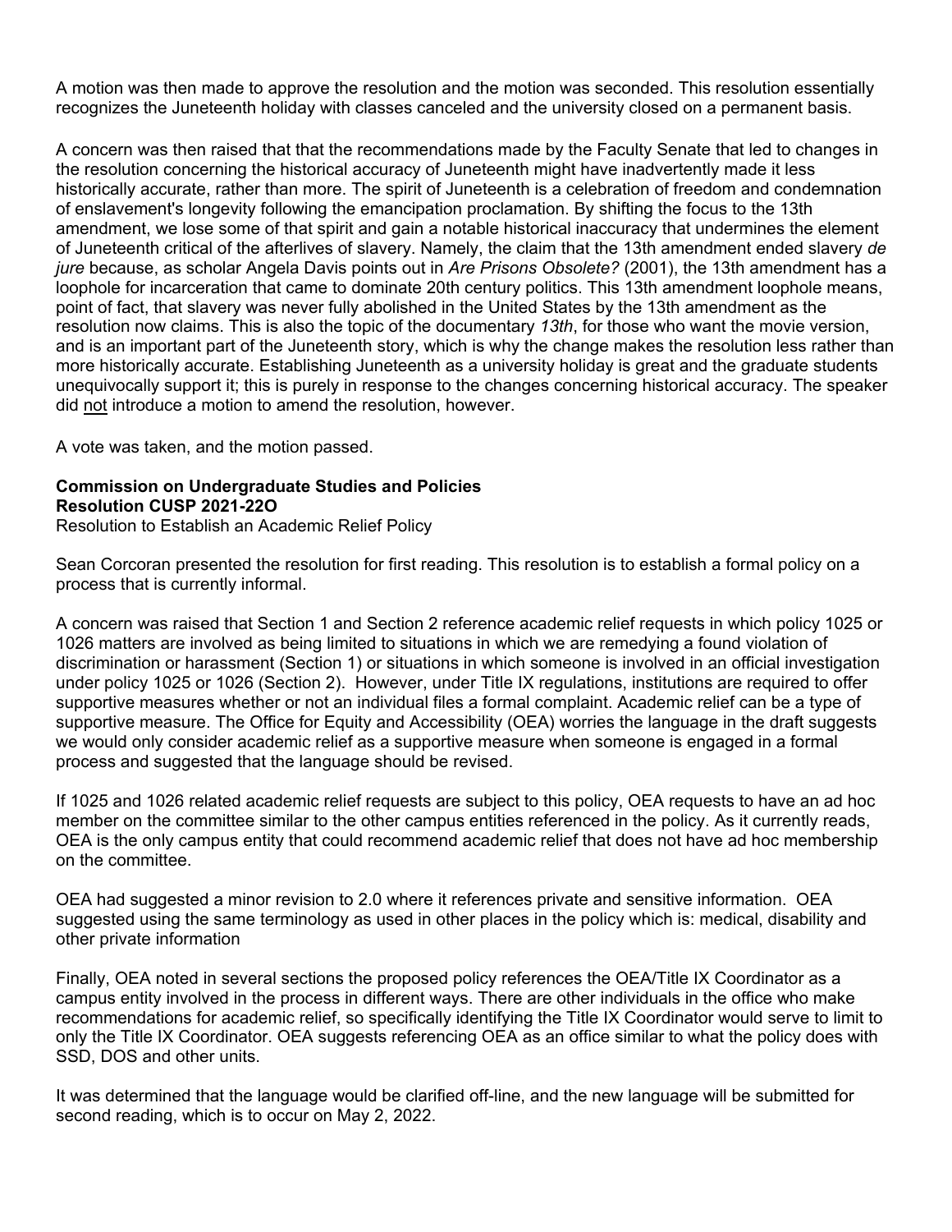A motion was then made to approve the resolution and the motion was seconded. This resolution essentially recognizes the Juneteenth holiday with classes canceled and the university closed on a permanent basis.

A concern was then raised that that the recommendations made by the Faculty Senate that led to changes in the resolution concerning the historical accuracy of Juneteenth might have inadvertently made it less historically accurate, rather than more. The spirit of Juneteenth is a celebration of freedom and condemnation of enslavement's longevity following the emancipation proclamation. By shifting the focus to the 13th amendment, we lose some of that spirit and gain a notable historical inaccuracy that undermines the element of Juneteenth critical of the afterlives of slavery. Namely, the claim that the 13th amendment ended slavery *de jure* because, as scholar Angela Davis points out in *Are Prisons Obsolete?* (2001), the 13th amendment has a loophole for incarceration that came to dominate 20th century politics. This 13th amendment loophole means, point of fact, that slavery was never fully abolished in the United States by the 13th amendment as the resolution now claims. This is also the topic of the documentary *13th*, for those who want the movie version, and is an important part of the Juneteenth story, which is why the change makes the resolution less rather than more historically accurate. Establishing Juneteenth as a university holiday is great and the graduate students unequivocally support it; this is purely in response to the changes concerning historical accuracy. The speaker did <u>not</u> introduce a motion to amend the resolution, however.

A vote was taken, and the motion passed.

**Commission on Undergraduate Studies and Policies**
**Resolution CUSP 2021-22O**
Resolution to Establish an Academic Relief Policy

Sean Corcoran presented the resolution for first reading. This resolution is to establish a formal policy on a process that is currently informal.

A concern was raised that Section 1 and Section 2 reference academic relief requests in which policy 1025 or 1026 matters are involved as being limited to situations in which we are remedying a found violation of discrimination or harassment (Section 1) or situations in which someone is involved in an official investigation under policy 1025 or 1026 (Section 2). However, under Title IX regulations, institutions are required to offer supportive measures whether or not an individual files a formal complaint. Academic relief can be a type of supportive measure. The Office for Equity and Accessibility (OEA) worries the language in the draft suggests we would only consider academic relief as a supportive measure when someone is engaged in a formal process and suggested that the language should be revised.

If 1025 and 1026 related academic relief requests are subject to this policy, OEA requests to have an ad hoc member on the committee similar to the other campus entities referenced in the policy. As it currently reads, OEA is the only campus entity that could recommend academic relief that does not have ad hoc membership on the committee.

OEA had suggested a minor revision to 2.0 where it references private and sensitive information. OEA suggested using the same terminology as used in other places in the policy which is: medical, disability and other private information

Finally, OEA noted in several sections the proposed policy references the OEA/Title IX Coordinator as a campus entity involved in the process in different ways. There are other individuals in the office who make recommendations for academic relief, so specifically identifying the Title IX Coordinator would serve to limit to only the Title IX Coordinator. OEA suggests referencing OEA as an office similar to what the policy does with SSD, DOS and other units.

It was determined that the language would be clarified off-line, and the new language will be submitted for second reading, which is to occur on May 2, 2022.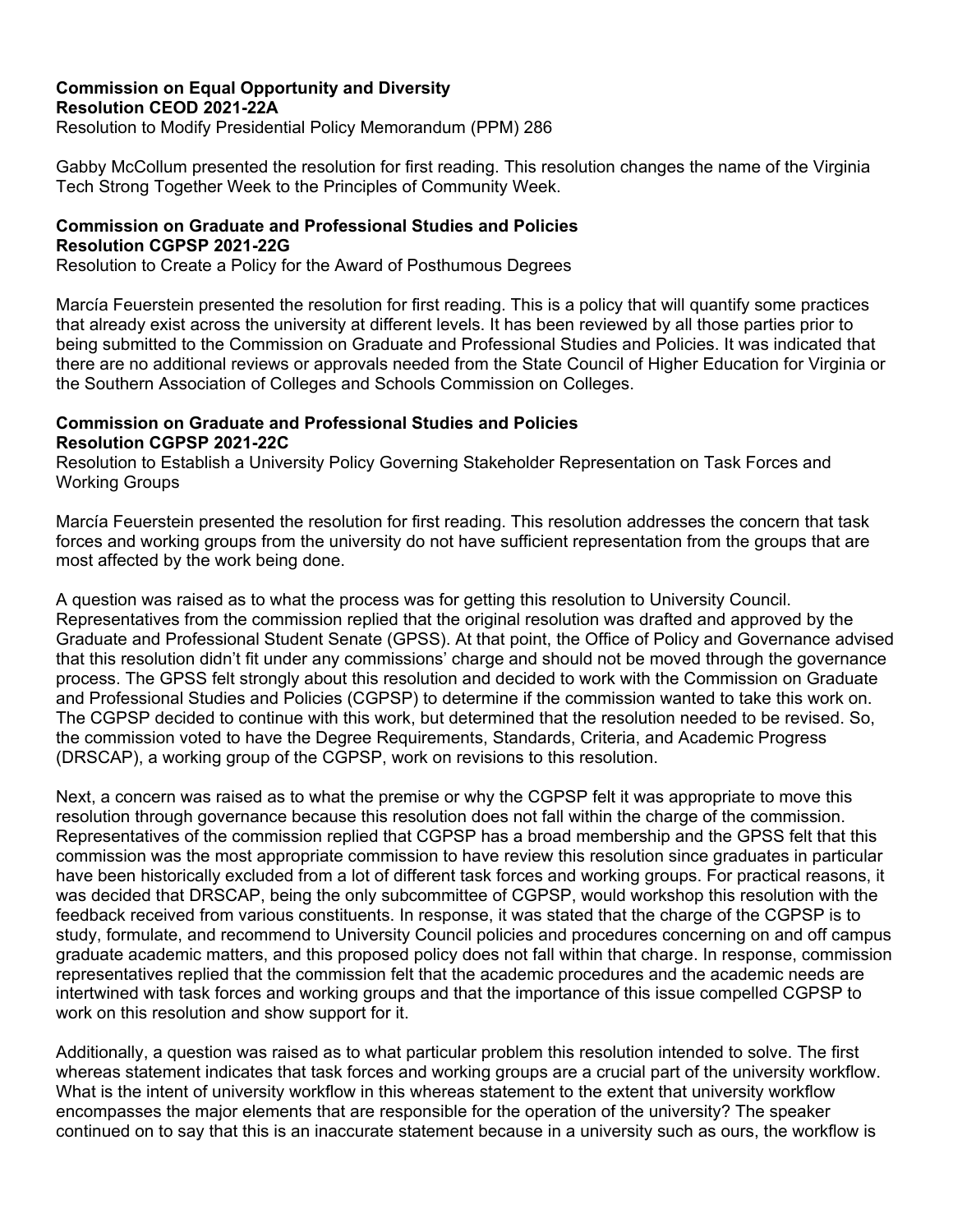**Commission on Equal Opportunity and Diversity**
**Resolution CEOD 2021-22A**
Resolution to Modify Presidential Policy Memorandum (PPM) 286

Gabby McCollum presented the resolution for first reading. This resolution changes the name of the Virginia Tech Strong Together Week to the Principles of Community Week.

**Commission on Graduate and Professional Studies and Policies**
**Resolution CGPSP 2021-22G**
Resolution to Create a Policy for the Award of Posthumous Degrees

Marcía Feuerstein presented the resolution for first reading. This is a policy that will quantify some practices that already exist across the university at different levels. It has been reviewed by all those parties prior to being submitted to the Commission on Graduate and Professional Studies and Policies. It was indicated that there are no additional reviews or approvals needed from the State Council of Higher Education for Virginia or the Southern Association of Colleges and Schools Commission on Colleges.

**Commission on Graduate and Professional Studies and Policies**
**Resolution CGPSP 2021-22C**
Resolution to Establish a University Policy Governing Stakeholder Representation on Task Forces and Working Groups

Marcía Feuerstein presented the resolution for first reading. This resolution addresses the concern that task forces and working groups from the university do not have sufficient representation from the groups that are most affected by the work being done.

A question was raised as to what the process was for getting this resolution to University Council. Representatives from the commission replied that the original resolution was drafted and approved by the Graduate and Professional Student Senate (GPSS). At that point, the Office of Policy and Governance advised that this resolution didn't fit under any commissions' charge and should not be moved through the governance process. The GPSS felt strongly about this resolution and decided to work with the Commission on Graduate and Professional Studies and Policies (CGPSP) to determine if the commission wanted to take this work on. The CGPSP decided to continue with this work, but determined that the resolution needed to be revised. So, the commission voted to have the Degree Requirements, Standards, Criteria, and Academic Progress (DRSCAP), a working group of the CGPSP, work on revisions to this resolution.

Next, a concern was raised as to what the premise or why the CGPSP felt it was appropriate to move this resolution through governance because this resolution does not fall within the charge of the commission. Representatives of the commission replied that CGPSP has a broad membership and the GPSS felt that this commission was the most appropriate commission to have review this resolution since graduates in particular have been historically excluded from a lot of different task forces and working groups. For practical reasons, it was decided that DRSCAP, being the only subcommittee of CGPSP, would workshop this resolution with the feedback received from various constituents. In response, it was stated that the charge of the CGPSP is to study, formulate, and recommend to University Council policies and procedures concerning on and off campus graduate academic matters, and this proposed policy does not fall within that charge. In response, commission representatives replied that the commission felt that the academic procedures and the academic needs are intertwined with task forces and working groups and that the importance of this issue compelled CGPSP to work on this resolution and show support for it.

Additionally, a question was raised as to what particular problem this resolution intended to solve. The first whereas statement indicates that task forces and working groups are a crucial part of the university workflow. What is the intent of university workflow in this whereas statement to the extent that university workflow encompasses the major elements that are responsible for the operation of the university? The speaker continued on to say that this is an inaccurate statement because in a university such as ours, the workflow is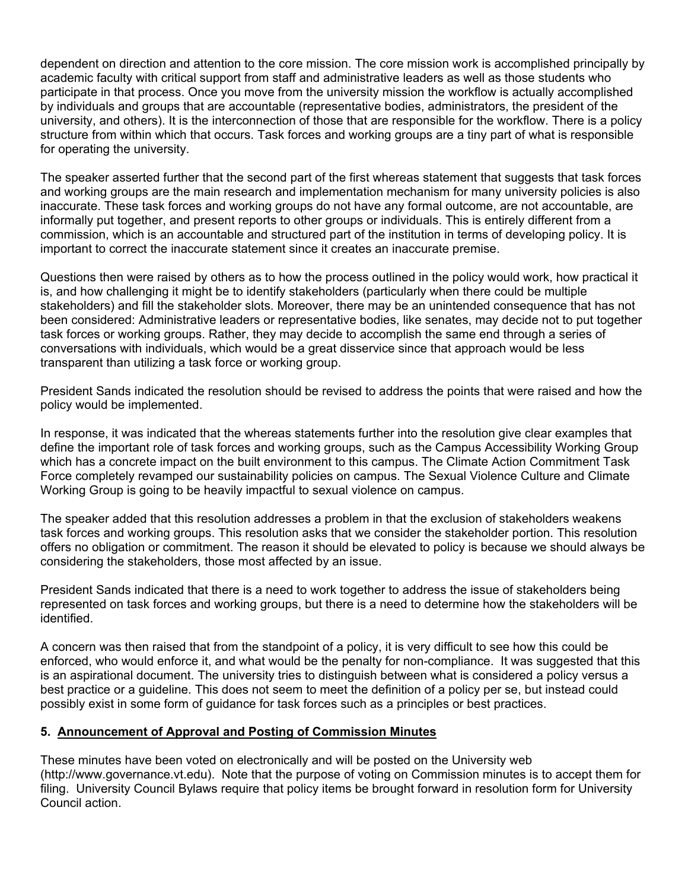dependent on direction and attention to the core mission. The core mission work is accomplished principally by academic faculty with critical support from staff and administrative leaders as well as those students who participate in that process. Once you move from the university mission the workflow is actually accomplished by individuals and groups that are accountable (representative bodies, administrators, the president of the university, and others). It is the interconnection of those that are responsible for the workflow. There is a policy structure from within which that occurs. Task forces and working groups are a tiny part of what is responsible for operating the university.

The speaker asserted further that the second part of the first whereas statement that suggests that task forces and working groups are the main research and implementation mechanism for many university policies is also inaccurate. These task forces and working groups do not have any formal outcome, are not accountable, are informally put together, and present reports to other groups or individuals. This is entirely different from a commission, which is an accountable and structured part of the institution in terms of developing policy. It is important to correct the inaccurate statement since it creates an inaccurate premise.

Questions then were raised by others as to how the process outlined in the policy would work, how practical it is, and how challenging it might be to identify stakeholders (particularly when there could be multiple stakeholders) and fill the stakeholder slots. Moreover, there may be an unintended consequence that has not been considered: Administrative leaders or representative bodies, like senates, may decide not to put together task forces or working groups. Rather, they may decide to accomplish the same end through a series of conversations with individuals, which would be a great disservice since that approach would be less transparent than utilizing a task force or working group.

President Sands indicated the resolution should be revised to address the points that were raised and how the policy would be implemented.

In response, it was indicated that the whereas statements further into the resolution give clear examples that define the important role of task forces and working groups, such as the Campus Accessibility Working Group which has a concrete impact on the built environment to this campus. The Climate Action Commitment Task Force completely revamped our sustainability policies on campus. The Sexual Violence Culture and Climate Working Group is going to be heavily impactful to sexual violence on campus.

The speaker added that this resolution addresses a problem in that the exclusion of stakeholders weakens task forces and working groups. This resolution asks that we consider the stakeholder portion. This resolution offers no obligation or commitment. The reason it should be elevated to policy is because we should always be considering the stakeholders, those most affected by an issue.

President Sands indicated that there is a need to work together to address the issue of stakeholders being represented on task forces and working groups, but there is a need to determine how the stakeholders will be identified.

A concern was then raised that from the standpoint of a policy, it is very difficult to see how this could be enforced, who would enforce it, and what would be the penalty for non-compliance. It was suggested that this is an aspirational document. The university tries to distinguish between what is considered a policy versus a best practice or a guideline. This does not seem to meet the definition of a policy per se, but instead could possibly exist in some form of guidance for task forces such as a principles or best practices.

## 5. Announcement of Approval and Posting of Commission Minutes

These minutes have been voted on electronically and will be posted on the University web (http://www.governance.vt.edu). Note that the purpose of voting on Commission minutes is to accept them for filing. University Council Bylaws require that policy items be brought forward in resolution form for University Council action.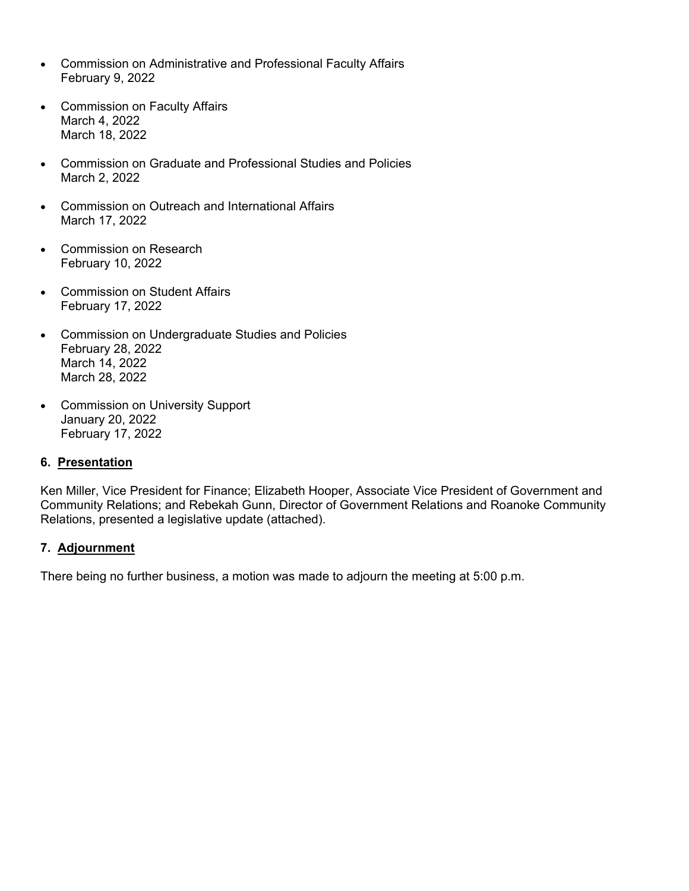- Commission on Administrative and Professional Faculty Affairs
  February 9, 2022

- Commission on Faculty Affairs
  March 4, 2022
  March 18, 2022

- Commission on Graduate and Professional Studies and Policies
  March 2, 2022

- Commission on Outreach and International Affairs
  March 17, 2022

- Commission on Research
  February 10, 2022

- Commission on Student Affairs
  February 17, 2022

- Commission on Undergraduate Studies and Policies
  February 28, 2022
  March 14, 2022
  March 28, 2022

- Commission on University Support
  January 20, 2022
  February 17, 2022

### 6. **Presentation**

Ken Miller, Vice President for Finance; Elizabeth Hooper, Associate Vice President of Government and Community Relations; and Rebekah Gunn, Director of Government Relations and Roanoke Community Relations, presented a legislative update (attached).

### 7. **Adjournment**

There being no further business, a motion was made to adjourn the meeting at 5:00 p.m.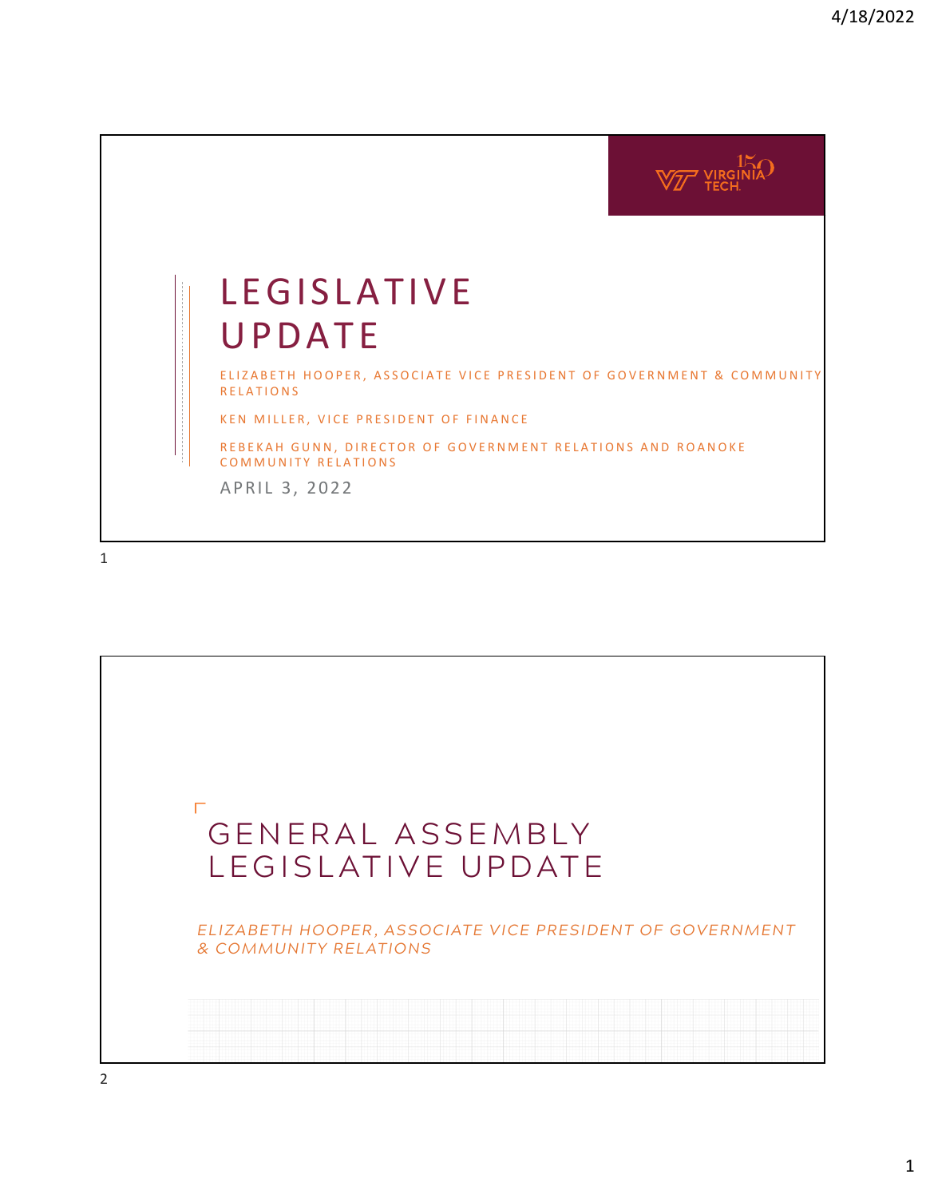# LEGISLATIVE UPDATE

ELIZABETH HOOPER, ASSOCIATE VICE PRESIDENT OF GOVERNMENT & COMMUNITY RELATIONS

KEN MILLER, VICE PRESIDENT OF FINANCE

REBEKAH GUNN, DIRECTOR OF GOVERNMENT RELATIONS AND ROANOKE COMMUNITY RELATIONS

APRIL 3, 2022

# GENERAL ASSEMBLY LEGISLATIVE UPDATE

*ELIZABETH HOOPER, ASSOCIATE VICE PRESIDENT OF GOVERNMENT & COMMUNITY RELATIONS*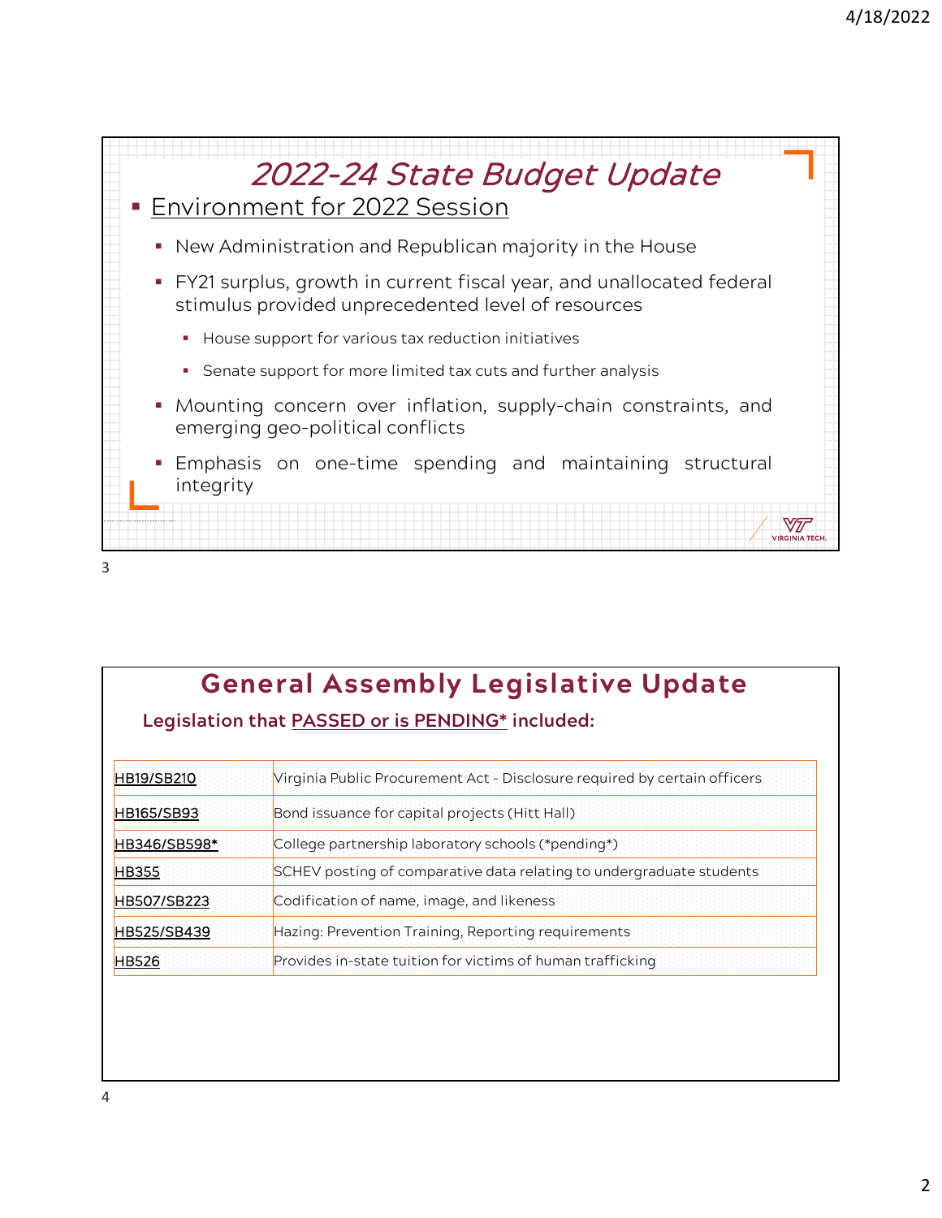# 2022-24 State Budget Update

- Environment for 2022 Session
  - New Administration and Republican majority in the House
  - FY21 surplus, growth in current fiscal year, and unallocated federal stimulus provided unprecedented level of resources
    - House support for various tax reduction initiatives
    - Senate support for more limited tax cuts and further analysis
  - Mounting concern over inflation, supply-chain constraints, and emerging geo-political conflicts
  - Emphasis on one-time spending and maintaining structural integrity

# General Assembly Legislative Update

## Legislation that PASSED or is PENDING* included:

| | |
|---|---|
| HB19/SB210 | Virginia Public Procurement Act - Disclosure required by certain officers |
| HB165/SB93 | Bond issuance for capital projects (Hitt Hall) |
| HB346/SB598* | College partnership laboratory schools (*pending*) |
| HB355 | SCHEV posting of comparative data relating to undergraduate students |
| HB507/SB223 | Codification of name, image, and likeness |
| HB525/SB439 | Hazing: Prevention Training, Reporting requirements |
| HB526 | Provides in-state tuition for victims of human trafficking |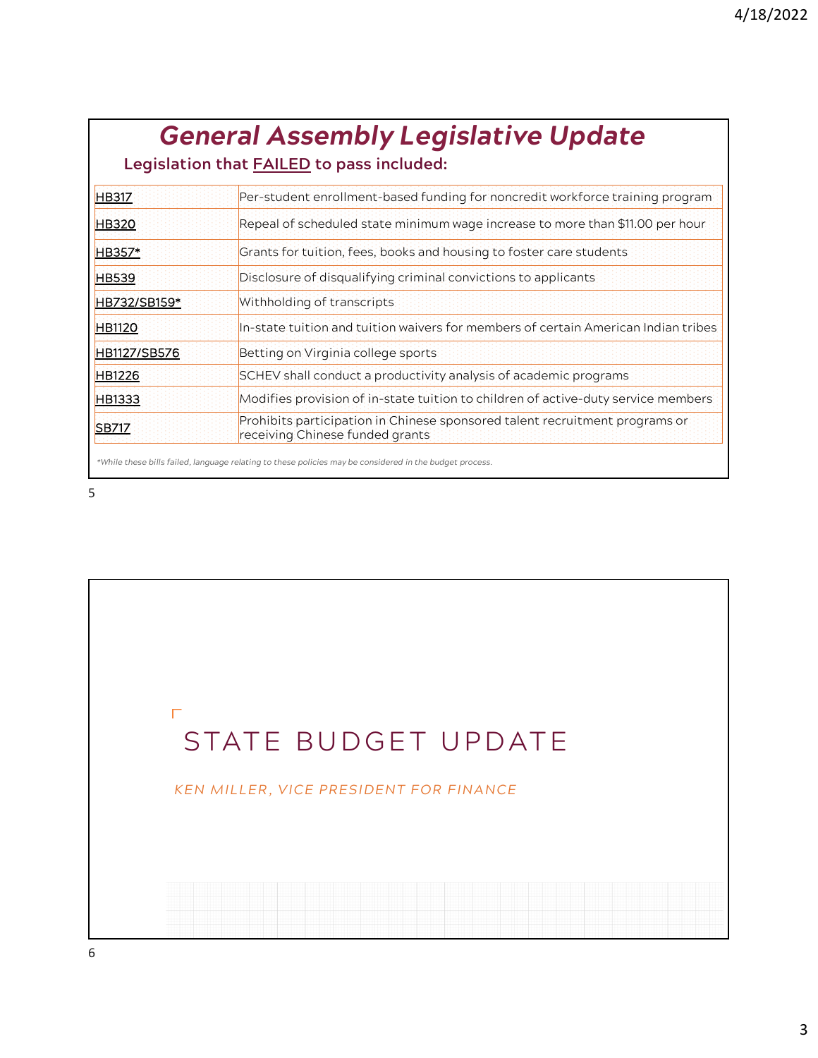# General Assembly Legislative Update

## Legislation that FAILED to pass included:

| | |
|---|---|
| HB317 | Per-student enrollment-based funding for noncredit workforce training program |
| HB320 | Repeal of scheduled state minimum wage increase to more than $11.00 per hour |
| HB357* | Grants for tuition, fees, books and housing to foster care students |
| HB539 | Disclosure of disqualifying criminal convictions to applicants |
| HB732/SB159* | Withholding of transcripts |
| HB1120 | In-state tuition and tuition waivers for members of certain American Indian tribes |
| HB1127/SB576 | Betting on Virginia college sports |
| HB1226 | SCHEV shall conduct a productivity analysis of academic programs |
| HB1333 | Modifies provision of in-state tuition to children of active-duty service members |
| SB717 | Prohibits participation in Chinese sponsored talent recruitment programs or receiving Chinese funded grants |

*\*While these bills failed, language relating to these policies may be considered in the budget process.*

# STATE BUDGET UPDATE

*KEN MILLER, VICE PRESIDENT FOR FINANCE*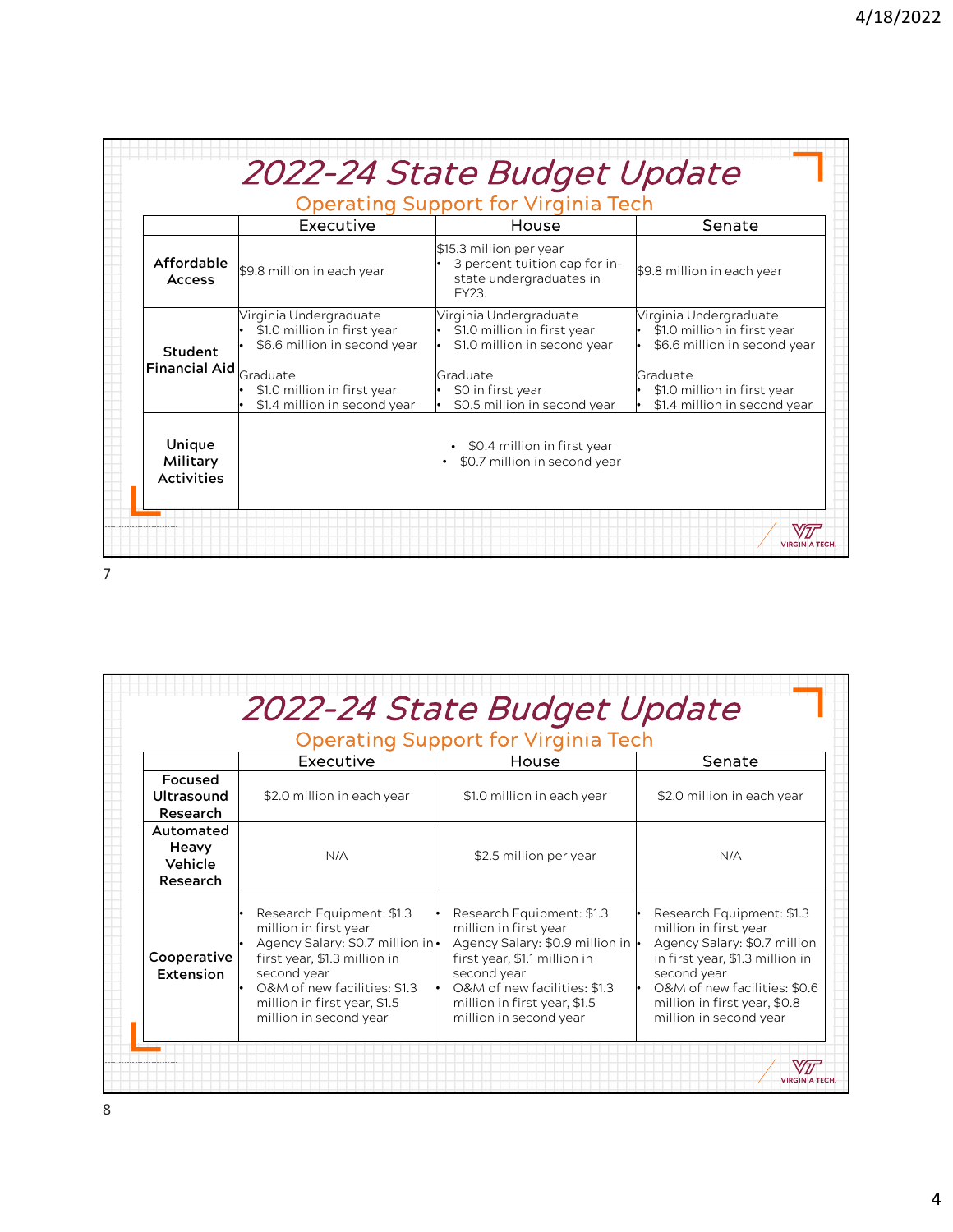# 2022-24 State Budget Update

## Operating Support for Virginia Tech

| | Executive | House | Senate |
|---|---|---|---|
| **Affordable Access** | $9.8 million in each year | $15.3 million per year<br>• 3 percent tuition cap for in-state undergraduates in FY23. | $9.8 million in each year |
| **Student Financial Aid** | Virginia Undergraduate<br>• $1.0 million in first year<br>• $6.6 million in second year<br><br>Graduate<br>• $1.0 million in first year<br>• $1.4 million in second year | Virginia Undergraduate<br>• $1.0 million in first year<br>• $1.0 million in second year<br><br>Graduate<br>• $0 in first year<br>• $0.5 million in second year | Virginia Undergraduate<br>• $1.0 million in first year<br>• $6.6 million in second year<br><br>Graduate<br>• $1.0 million in first year<br>• $1.4 million in second year |
| **Unique Military Activities** | • $0.4 million in first year<br>• $0.7 million in second year | | |

# 2022-24 State Budget Update

## Operating Support for Virginia Tech

| | Executive | House | Senate |
|---|---|---|---|
| **Focused Ultrasound Research** | $2.0 million in each year | $1.0 million in each year | $2.0 million in each year |
| **Automated Heavy Vehicle Research** | N/A | $2.5 million per year | N/A |
| **Cooperative Extension** | • Research Equipment: $1.3 million in first year<br>• Agency Salary: $0.7 million in first year, $1.3 million in second year<br>• O&M of new facilities: $1.3 million in first year, $1.5 million in second year | • Research Equipment: $1.3 million in first year<br>• Agency Salary: $0.9 million in first year, $1.1 million in second year<br>• O&M of new facilities: $1.3 million in first year, $1.5 million in second year | • Research Equipment: $1.3 million in first year<br>• Agency Salary: $0.7 million in first year, $1.3 million in second year<br>• O&M of new facilities: $0.6 million in first year, $0.8 million in second year |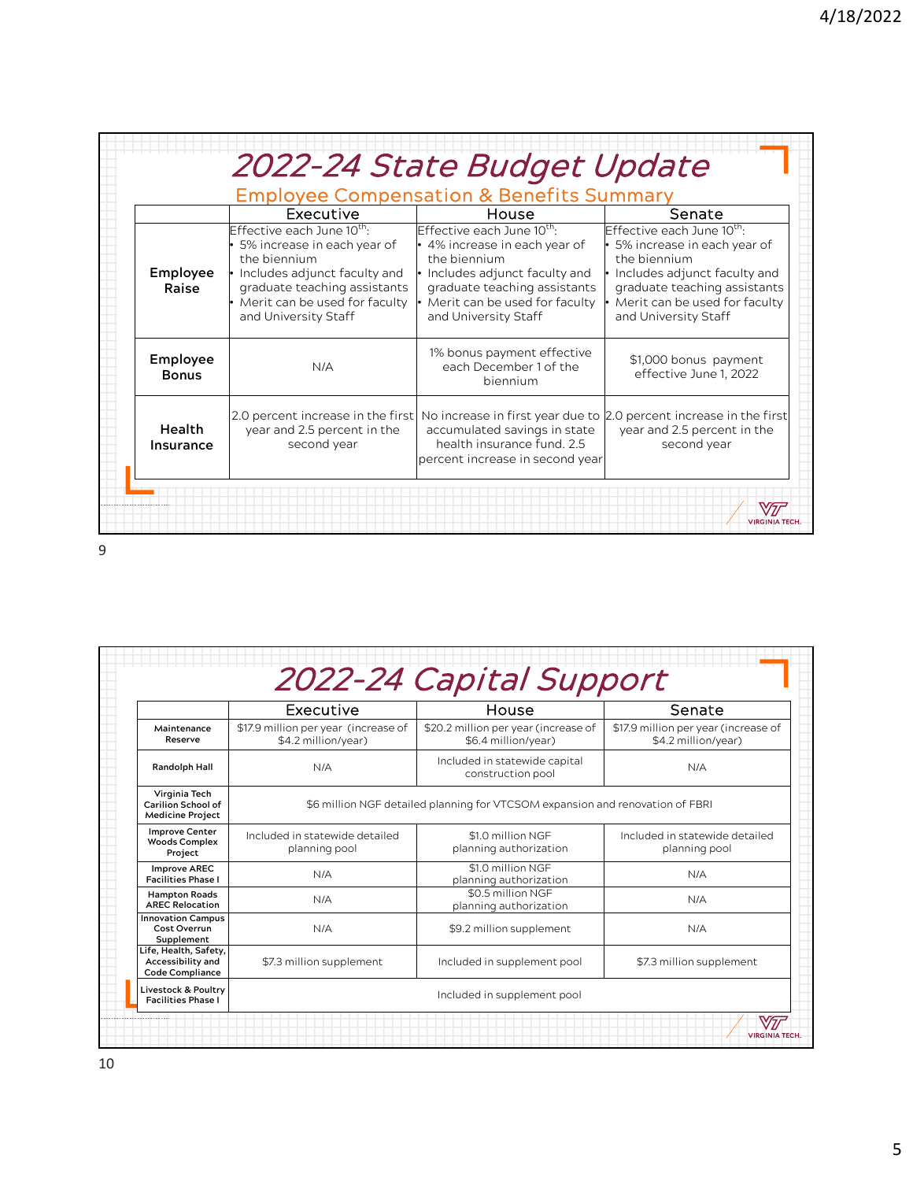# 2022-24 State Budget Update

## Employee Compensation & Benefits Summary

| | Executive | House | Senate |
|---|---|---|---|
| **Employee Raise** | Effective each June 10th: • 5% increase in each year of the biennium • Includes adjunct faculty and graduate teaching assistants • Merit can be used for faculty and University Staff | Effective each June 10th: • 4% increase in each year of the biennium • Includes adjunct faculty and graduate teaching assistants • Merit can be used for faculty and University Staff | Effective each June 10th: • 5% increase in each year of the biennium • Includes adjunct faculty and graduate teaching assistants • Merit can be used for faculty and University Staff |
| **Employee Bonus** | N/A | 1% bonus payment effective each December 1 of the biennium | $1,000 bonus payment effective June 1, 2022 |
| **Health Insurance** | 2.0 percent increase in the first year and 2.5 percent in the second year | No increase in first year due to accumulated savings in state health insurance fund. 2.5 percent increase in second year | 2.0 percent increase in the first year and 2.5 percent in the second year |

# 2022-24 Capital Support

| | Executive | House | Senate |
|---|---|---|---|
| **Maintenance Reserve** | $17.9 million per year (increase of $4.2 million/year) | $20.2 million per year (increase of $6.4 million/year) | $17.9 million per year (increase of $4.2 million/year) |
| **Randolph Hall** | N/A | Included in statewide capital construction pool | N/A |
| **Virginia Tech Carilion School of Medicine Project** | $6 million NGF detailed planning for VTCSOM expansion and renovation of FBRI | | |
| **Improve Center Woods Complex Project** | Included in statewide detailed planning pool | $1.0 million NGF planning authorization | Included in statewide detailed planning pool |
| **Improve AREC Facilities Phase I** | N/A | $1.0 million NGF planning authorization | N/A |
| **Hampton Roads AREC Relocation** | N/A | $0.5 million NGF planning authorization | N/A |
| **Innovation Campus Cost Overrun Supplement** | N/A | $9.2 million supplement | N/A |
| **Life, Health, Safety, Accessibility and Code Compliance** | $7.3 million supplement | Included in supplement pool | $7.3 million supplement |
| **Livestock & Poultry Facilities Phase I** | Included in supplement pool | | |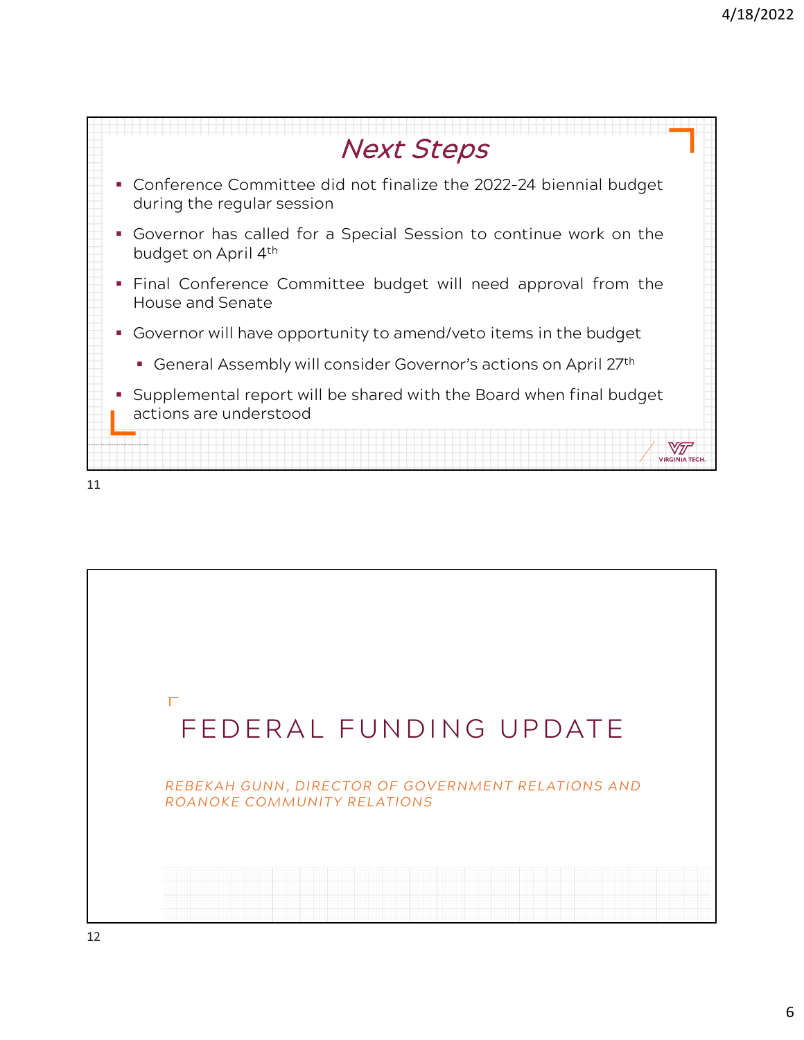## Next Steps

- Conference Committee did not finalize the 2022-24 biennial budget during the regular session
- Governor has called for a Special Session to continue work on the budget on April 4th
- Final Conference Committee budget will need approval from the House and Senate
- Governor will have opportunity to amend/veto items in the budget
  - General Assembly will consider Governor's actions on April 27th
- Supplemental report will be shared with the Board when final budget actions are understood

# FEDERAL FUNDING UPDATE

*REBEKAH GUNN, DIRECTOR OF GOVERNMENT RELATIONS AND ROANOKE COMMUNITY RELATIONS*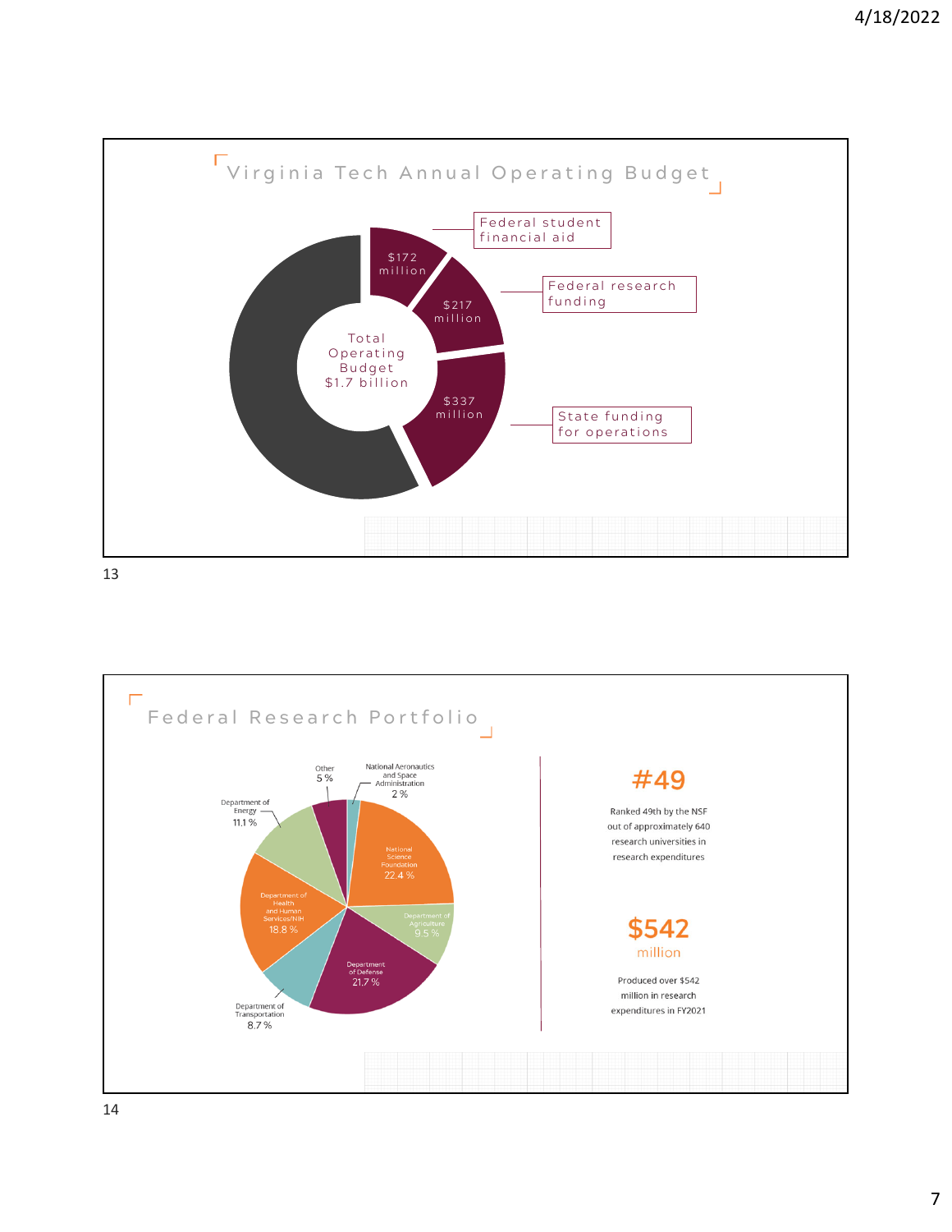# Virginia Tech Annual Operating Budget

Total Operating Budget $1.7 billion

$172 million

Federal student financial aid

$217 million

Federal research funding

$337 million

State funding for operations

# Federal Research Portfolio

Other 5 %

National Aeronautics and Space Administration 2 %

Department of Energy 11.1 %

National Science Foundation 22.4 %

Department of Health and Human Services/NIH 18.8 %

Department of Agriculture 9.5 %

Department of Defense 21.7 %

Department of Transportation 8.7 %

**#49**

Ranked 49th by the NSF out of approximately 640 research universities in research expenditures

**$542 million**

Produced over $542 million in research expenditures in FY2021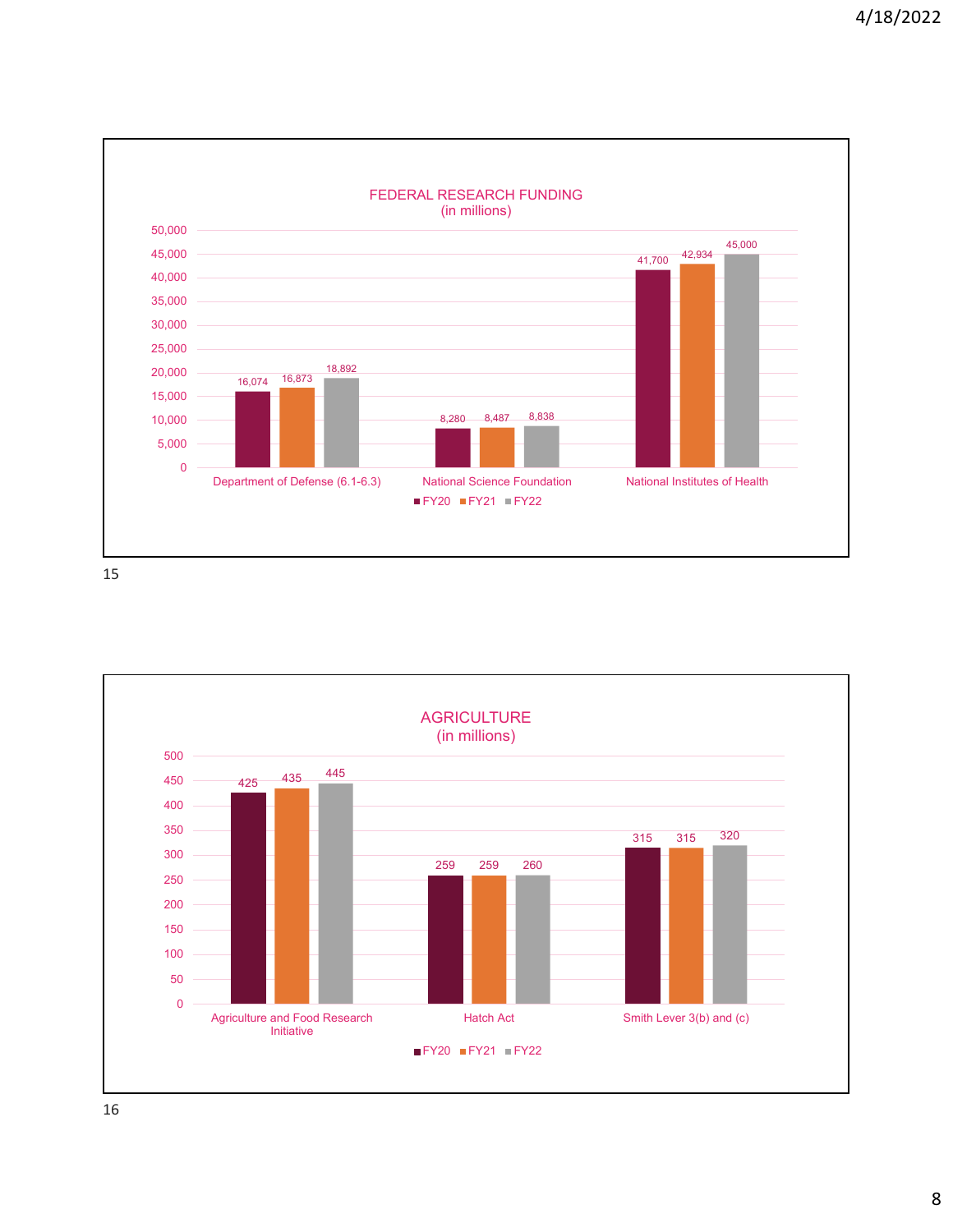FEDERAL RESEARCH FUNDING
(in millions)

50,000
45,000
40,000
35,000
30,000
25,000
20,000
15,000
10,000
5,000
0

16,074 16,873 18,892
8,280 8,487 8,838
41,700 42,934 45,000

Department of Defense (6.1-6.3)
National Science Foundation
National Institutes of Health

FY20 FY21 FY22

AGRICULTURE
(in millions)

500
450
400
350
300
250
200
150
100
50
0

425 435 445
259 259 260
315 315 320

Agriculture and Food Research Initiative
Hatch Act
Smith Lever 3(b) and (c)

FY20 FY21 FY22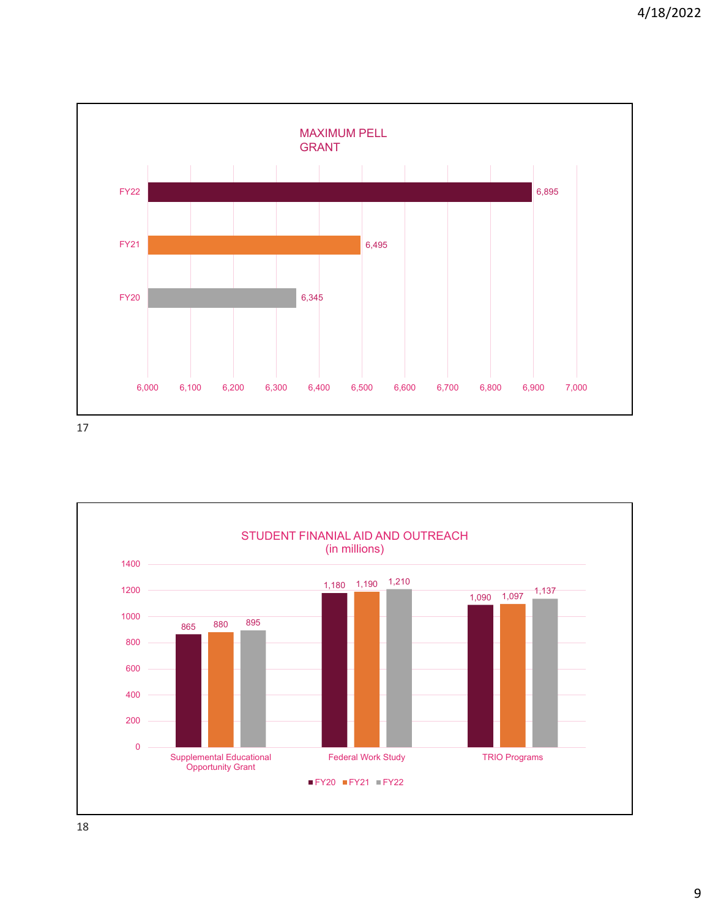MAXIMUM PELL GRANT

FY22
FY21
FY20

6,895
6,495
6,345

6,000 6,100 6,200 6,300 6,400 6,500 6,600 6,700 6,800 6,900 7,000

17

STUDENT FINANIAL AID AND OUTREACH
(in millions)

1400
1200
1000
800
600
400
200
0

865 880 895
1,180 1,190 1,210
1,090 1,097 1,137

Supplemental Educational Opportunity Grant
Federal Work Study
TRIO Programs

FY20 FY21 FY22

18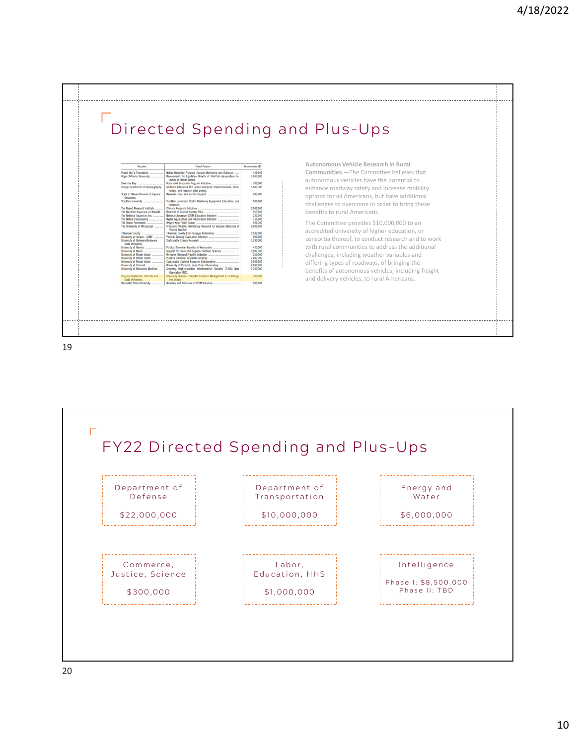# Directed Spending and Plus-Ups

| Recipient | Project Purpose | Recommended ($) |
|---|---|---|
| Purple Mai'a Foundation | Native Hawaiian Fishpond Coastal Monitoring and Outreach | 445,000 |
| Roger Williams University | Development for Equitable Growth of Shellfish Aquaculture Industry in Rhode Island | 1,600,000 |
| Save the Bay | Watershed Education Program Initiative | 300,000 |
| Scripps Institution of Oceanography | Southern California DDT ocean dumpsite characterization, monitoring, and research pilot project | 5,600,000 |
| State of Hawaii Division of Aquatic Resources | Hawaiian Coral Ark Facility Support | 286,000 |
| Stockton University | Stockton University, Coastal Resiliency Equipment, Education, and Outreach | 500,000 |
| The Desert Research Institute | Climate Research Initiative | 2,000,000 |
| The Maritime Aquarium at Norwalk | Removal of Derelict Lobster Pots | 569,000 |
| The National Aquarium, Inc | National Aquarium STEM Education Initiative | 332,000 |
| The Nature Conservancy | Oyster Aquaculture and Restoration Initiative | 150,000 |
| The Ocean Foundation | Oregon Kelp Forest Survey | 945,000 |
| The University of Mississippi | Infrasonic Weather Monitoring Research to Improve Detection of Violent Weather | 2,000,000 |
| Tillamook County | Tillamook County Fish Passage Restoration | 2,500,000 |
| University at Albany—SUNY | Vertical Sensing Evaluation Initiative | 900,000 |
| University of Delaware/Delaware State University | Sustainable Energy Research | 1,290,000 |
| University of Hawaii | Pu'uloa Shoreline Biocultural Restoration | 445,000 |
| University of Maine | Support for Local and Regional Seafood Systems | 2,000,000 |
| University of Rhode Island | On-water Research Facility Initiative | 250,000 |
| University of Rhode Island | Plastics Pollution Research Initiative | 1,000,000 |
| University of Rhode Island | Sustainable Seafood Research Collaborative | 1,000,000 |
| University of Vermont | University of Vermont, Land Cover Observatory | 2,000,000 |
| University of Wisconsin-Madison | Scanning High-resolution Interferometer Sounder (S-HIS) Next Generation (NG) | 1,290,000 |
| Virginia Polytechnic Institute and State University | Improving Summer Flounder Fisheries Management in a Changing Ocean | 300,000 |
| Worcester State University | Diversity and Inclusion in STEM Initiative | 500,000 |

**Autonomous Vehicle Research in Rural Communities.**—The Committee believes that autonomous vehicles have the potential to enhance roadway safety and increase mobility options for all Americans, but have additional challenges to overcome in order to bring these benefits to rural Americans.

The Committee provides $10,000,000 to an accredited university of higher education, or consortia thereof, to conduct research and to work with rural communities to address the additional challenges, including weather variables and differing types of roadways, of bringing the benefits of autonomous vehicles, including freight and delivery vehicles, to rural Americans.

# FY22 Directed Spending and Plus-Ups

Department of Defense
$22,000,000

Department of Transportation
$10,000,000

Energy and Water
$6,000,000

Commerce, Justice, Science
$300,000

Labor, Education, HHS
$1,000,000

Intelligence
Phase I: $8,500,000
Phase II: TBD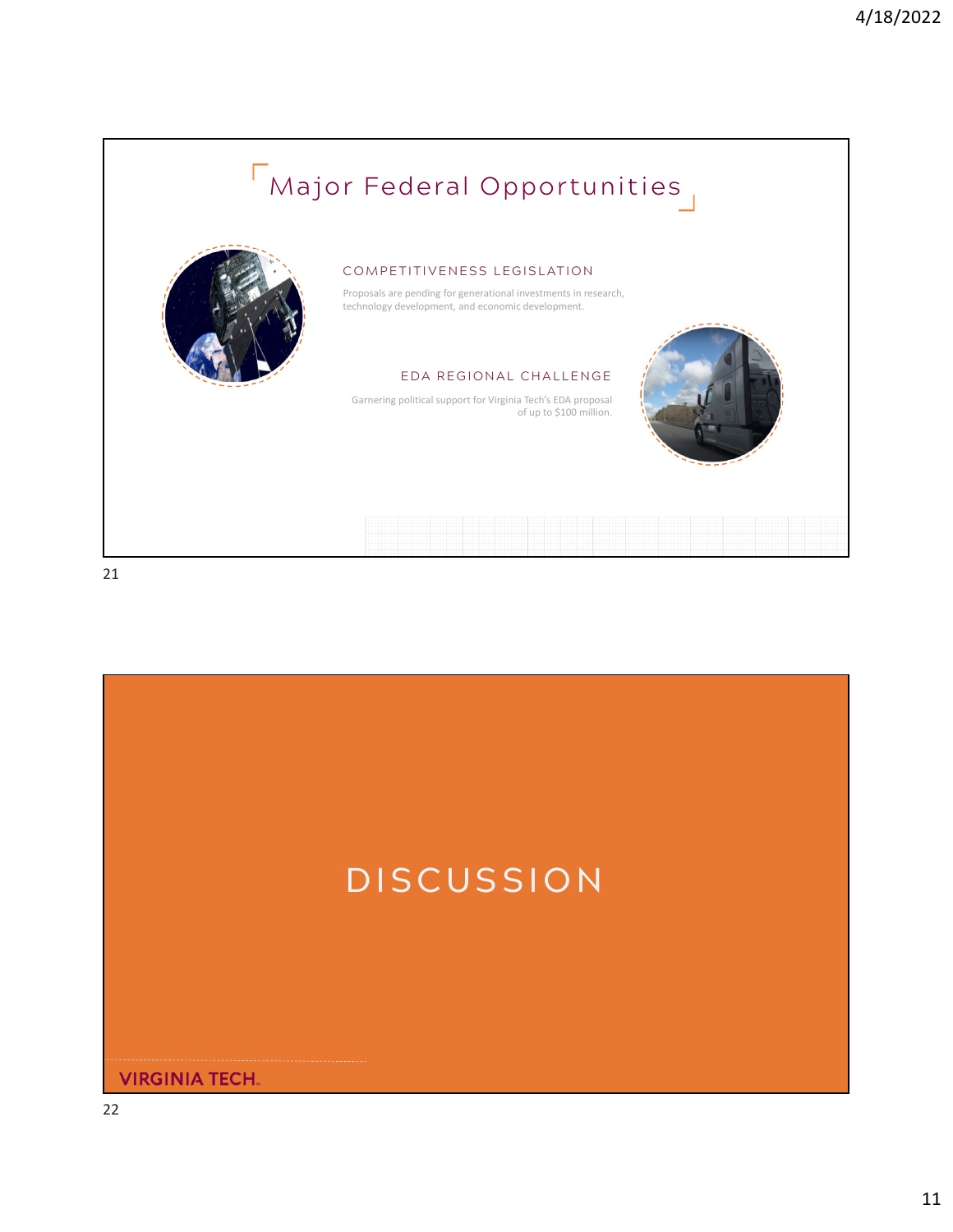# Major Federal Opportunities

## COMPETITIVENESS LEGISLATION

Proposals are pending for generational investments in research, technology development, and economic development.

## EDA REGIONAL CHALLENGE

Garnering political support for Virginia Tech's EDA proposal of up to $100 million.

# DISCUSSION

VIRGINIA TECH.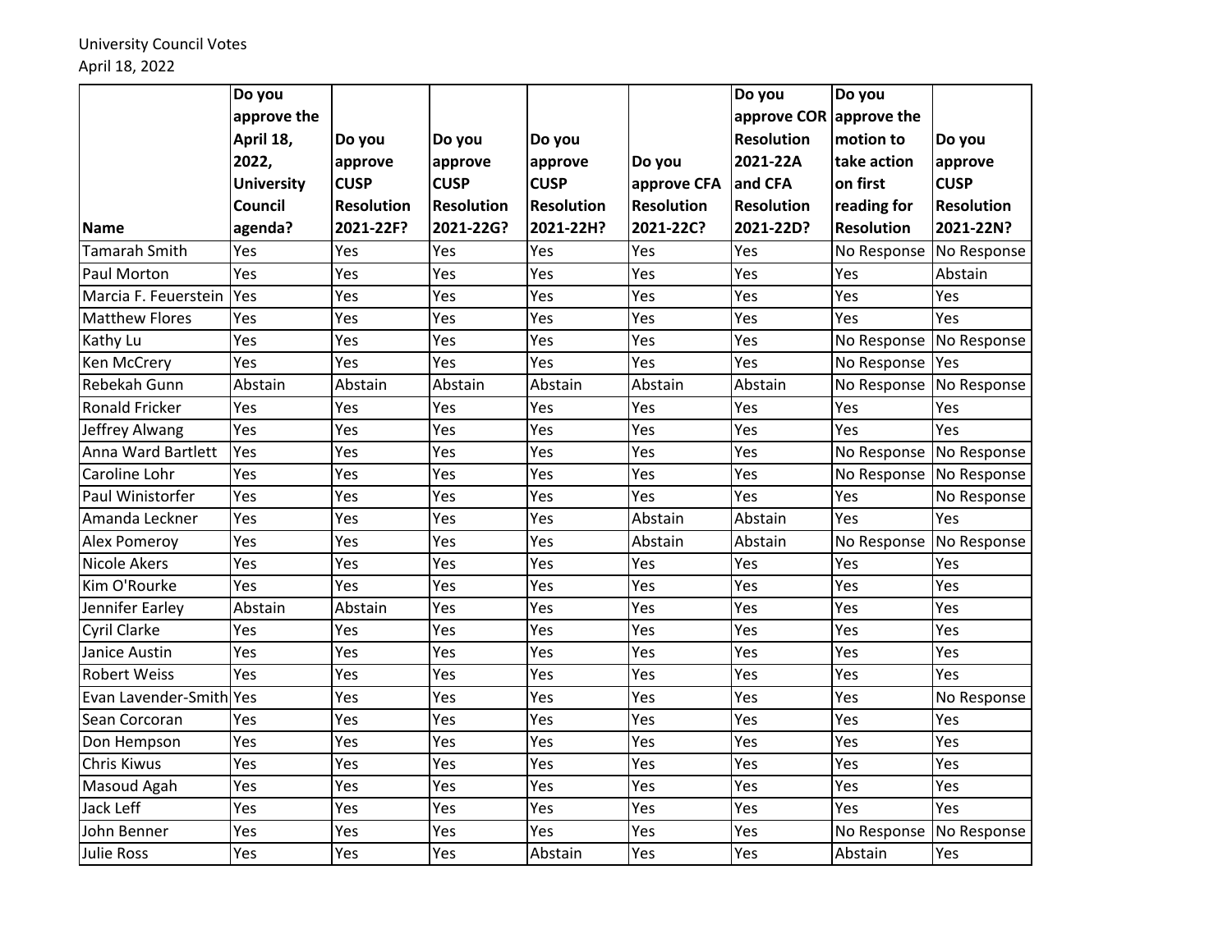University Council Votes
April 18, 2022

| Name | Do you approve the April 18, 2022, University Council agenda? | Do you approve CUSP Resolution 2021-22F? | Do you approve CUSP Resolution 2021-22G? | Do you approve CUSP Resolution 2021-22H? | Do you approve CFA Resolution 2021-22C? | Do you approve COR Resolution 2021-22A and CFA Resolution 2021-22D? | Do you approve the motion to take action on first reading for Resolution | Do you approve CUSP Resolution 2021-22N? |
|---|---|---|---|---|---|---|---|---|
| Tamarah Smith | Yes | Yes | Yes | Yes | Yes | Yes | No Response | No Response |
| Paul Morton | Yes | Yes | Yes | Yes | Yes | Yes | Yes | Abstain |
| Marcia F. Feuerstein | Yes | Yes | Yes | Yes | Yes | Yes | Yes | Yes |
| Matthew Flores | Yes | Yes | Yes | Yes | Yes | Yes | Yes | Yes |
| Kathy Lu | Yes | Yes | Yes | Yes | Yes | Yes | No Response | No Response |
| Ken McCrery | Yes | Yes | Yes | Yes | Yes | Yes | No Response | Yes |
| Rebekah Gunn | Abstain | Abstain | Abstain | Abstain | Abstain | Abstain | No Response | No Response |
| Ronald Fricker | Yes | Yes | Yes | Yes | Yes | Yes | Yes | Yes |
| Jeffrey Alwang | Yes | Yes | Yes | Yes | Yes | Yes | Yes | Yes |
| Anna Ward Bartlett | Yes | Yes | Yes | Yes | Yes | Yes | No Response | No Response |
| Caroline Lohr | Yes | Yes | Yes | Yes | Yes | Yes | No Response | No Response |
| Paul Winistorfer | Yes | Yes | Yes | Yes | Yes | Yes | Yes | No Response |
| Amanda Leckner | Yes | Yes | Yes | Yes | Abstain | Abstain | Yes | Yes |
| Alex Pomeroy | Yes | Yes | Yes | Yes | Abstain | Abstain | No Response | No Response |
| Nicole Akers | Yes | Yes | Yes | Yes | Yes | Yes | Yes | Yes |
| Kim O'Rourke | Yes | Yes | Yes | Yes | Yes | Yes | Yes | Yes |
| Jennifer Earley | Abstain | Abstain | Yes | Yes | Yes | Yes | Yes | Yes |
| Cyril Clarke | Yes | Yes | Yes | Yes | Yes | Yes | Yes | Yes |
| Janice Austin | Yes | Yes | Yes | Yes | Yes | Yes | Yes | Yes |
| Robert Weiss | Yes | Yes | Yes | Yes | Yes | Yes | Yes | Yes |
| Evan Lavender-Smith | Yes | Yes | Yes | Yes | Yes | Yes | Yes | No Response |
| Sean Corcoran | Yes | Yes | Yes | Yes | Yes | Yes | Yes | Yes |
| Don Hempson | Yes | Yes | Yes | Yes | Yes | Yes | Yes | Yes |
| Chris Kiwus | Yes | Yes | Yes | Yes | Yes | Yes | Yes | Yes |
| Masoud Agah | Yes | Yes | Yes | Yes | Yes | Yes | Yes | Yes |
| Jack Leff | Yes | Yes | Yes | Yes | Yes | Yes | Yes | Yes |
| John Benner | Yes | Yes | Yes | Yes | Yes | Yes | No Response | No Response |
| Julie Ross | Yes | Yes | Yes | Abstain | Yes | Yes | Abstain | Yes |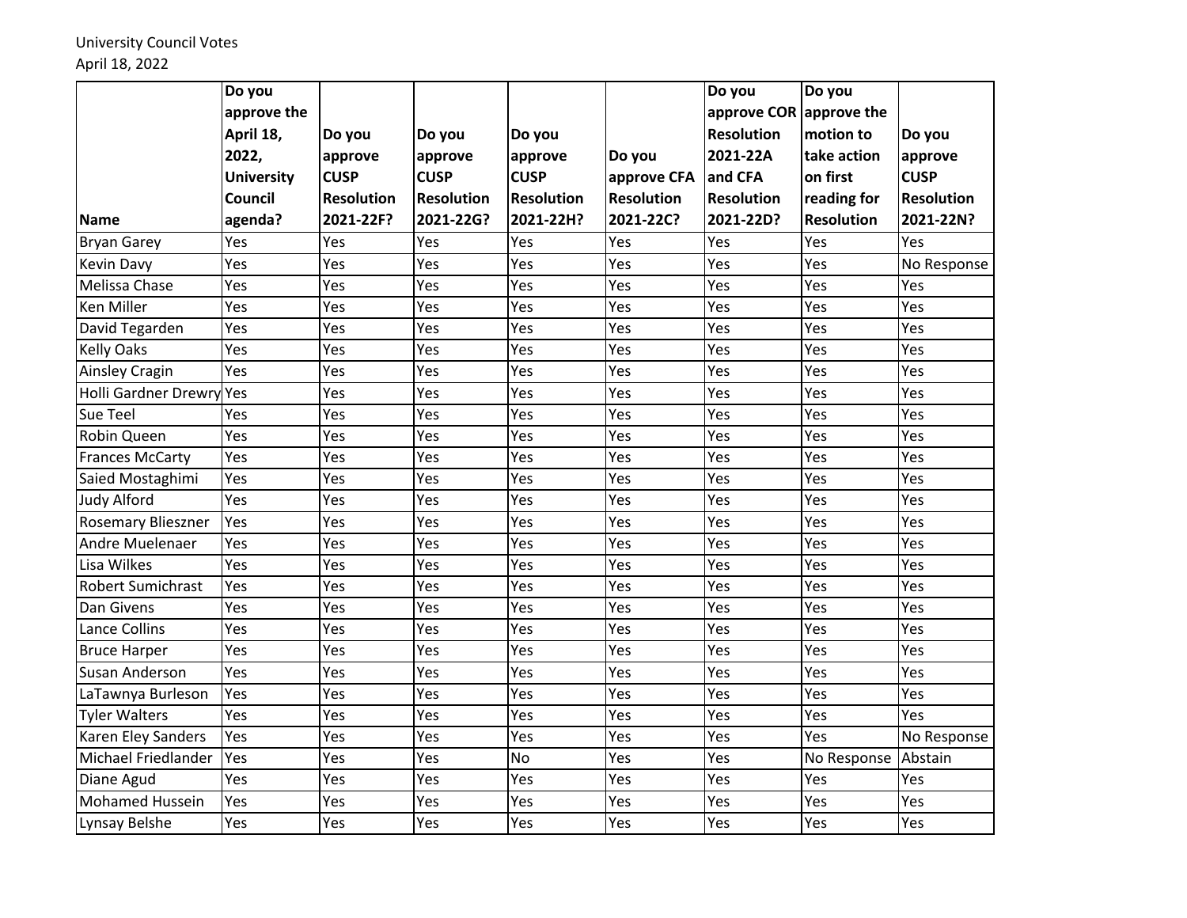University Council Votes
April 18, 2022

| Name | Do you approve the April 18, 2022, University Council agenda? | Do you approve CUSP Resolution 2021-22F? | Do you approve CUSP Resolution 2021-22G? | Do you approve CUSP Resolution 2021-22H? | Do you approve CFA Resolution 2021-22C? | Do you approve COR Resolution 2021-22A and CFA Resolution 2021-22D? | Do you approve the motion to take action on first reading for Resolution | Do you approve CUSP Resolution 2021-22N? |
|---|---|---|---|---|---|---|---|---|
| Bryan Garey | Yes | Yes | Yes | Yes | Yes | Yes | Yes | Yes |
| Kevin Davy | Yes | Yes | Yes | Yes | Yes | Yes | Yes | No Response |
| Melissa Chase | Yes | Yes | Yes | Yes | Yes | Yes | Yes | Yes |
| Ken Miller | Yes | Yes | Yes | Yes | Yes | Yes | Yes | Yes |
| David Tegarden | Yes | Yes | Yes | Yes | Yes | Yes | Yes | Yes |
| Kelly Oaks | Yes | Yes | Yes | Yes | Yes | Yes | Yes | Yes |
| Ainsley Cragin | Yes | Yes | Yes | Yes | Yes | Yes | Yes | Yes |
| Holli Gardner Drewry | Yes | Yes | Yes | Yes | Yes | Yes | Yes | Yes |
| Sue Teel | Yes | Yes | Yes | Yes | Yes | Yes | Yes | Yes |
| Robin Queen | Yes | Yes | Yes | Yes | Yes | Yes | Yes | Yes |
| Frances McCarty | Yes | Yes | Yes | Yes | Yes | Yes | Yes | Yes |
| Saied Mostaghimi | Yes | Yes | Yes | Yes | Yes | Yes | Yes | Yes |
| Judy Alford | Yes | Yes | Yes | Yes | Yes | Yes | Yes | Yes |
| Rosemary Blieszner | Yes | Yes | Yes | Yes | Yes | Yes | Yes | Yes |
| Andre Muelenaer | Yes | Yes | Yes | Yes | Yes | Yes | Yes | Yes |
| Lisa Wilkes | Yes | Yes | Yes | Yes | Yes | Yes | Yes | Yes |
| Robert Sumichrast | Yes | Yes | Yes | Yes | Yes | Yes | Yes | Yes |
| Dan Givens | Yes | Yes | Yes | Yes | Yes | Yes | Yes | Yes |
| Lance Collins | Yes | Yes | Yes | Yes | Yes | Yes | Yes | Yes |
| Bruce Harper | Yes | Yes | Yes | Yes | Yes | Yes | Yes | Yes |
| Susan Anderson | Yes | Yes | Yes | Yes | Yes | Yes | Yes | Yes |
| LaTawnya Burleson | Yes | Yes | Yes | Yes | Yes | Yes | Yes | Yes |
| Tyler Walters | Yes | Yes | Yes | Yes | Yes | Yes | Yes | Yes |
| Karen Eley Sanders | Yes | Yes | Yes | Yes | Yes | Yes | Yes | No Response |
| Michael Friedlander | Yes | Yes | Yes | No | Yes | Yes | No Response | Abstain |
| Diane Agud | Yes | Yes | Yes | Yes | Yes | Yes | Yes | Yes |
| Mohamed Hussein | Yes | Yes | Yes | Yes | Yes | Yes | Yes | Yes |
| Lynsay Belshe | Yes | Yes | Yes | Yes | Yes | Yes | Yes | Yes |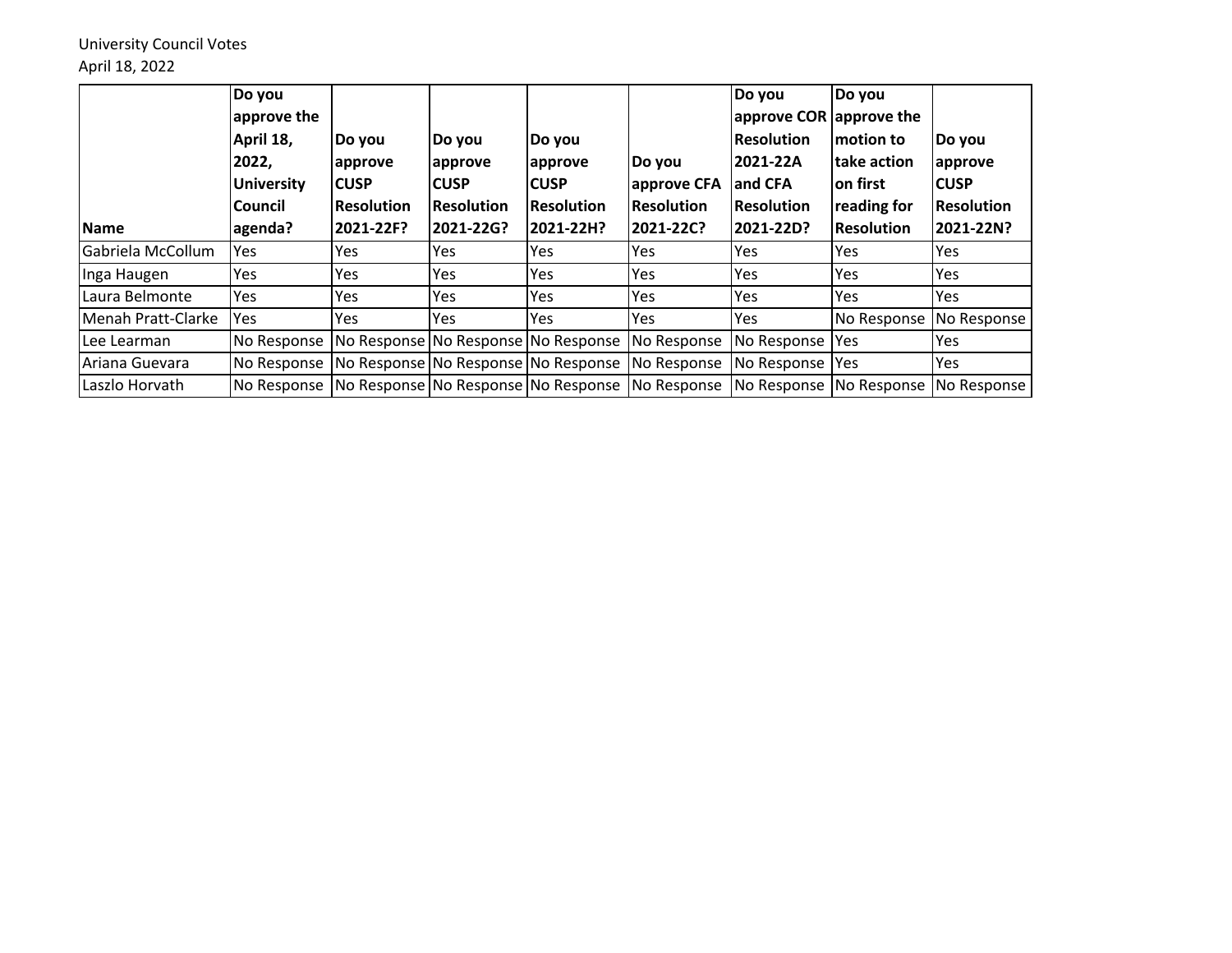University Council Votes
April 18, 2022

| Name | Do you approve the April 18, 2022, University Council agenda? | Do you approve CUSP Resolution 2021-22F? | Do you approve CUSP Resolution 2021-22G? | Do you approve CUSP Resolution 2021-22H? | Do you approve CFA Resolution 2021-22C? | Do you approve COR Resolution 2021-22A and CFA Resolution 2021-22D? | Do you approve the motion to take action on first reading for Resolution | Do you approve CUSP Resolution 2021-22N? |
|---|---|---|---|---|---|---|---|---|
| Gabriela McCollum | Yes | Yes | Yes | Yes | Yes | Yes | Yes | Yes |
| Inga Haugen | Yes | Yes | Yes | Yes | Yes | Yes | Yes | Yes |
| Laura Belmonte | Yes | Yes | Yes | Yes | Yes | Yes | Yes | Yes |
| Menah Pratt-Clarke | Yes | Yes | Yes | Yes | Yes | Yes | No Response | No Response |
| Lee Learman | No Response | No Response | No Response | No Response | No Response | No Response | Yes | Yes |
| Ariana Guevara | No Response | No Response | No Response | No Response | No Response | No Response | Yes | Yes |
| Laszlo Horvath | No Response | No Response | No Response | No Response | No Response | No Response | No Response | No Response |